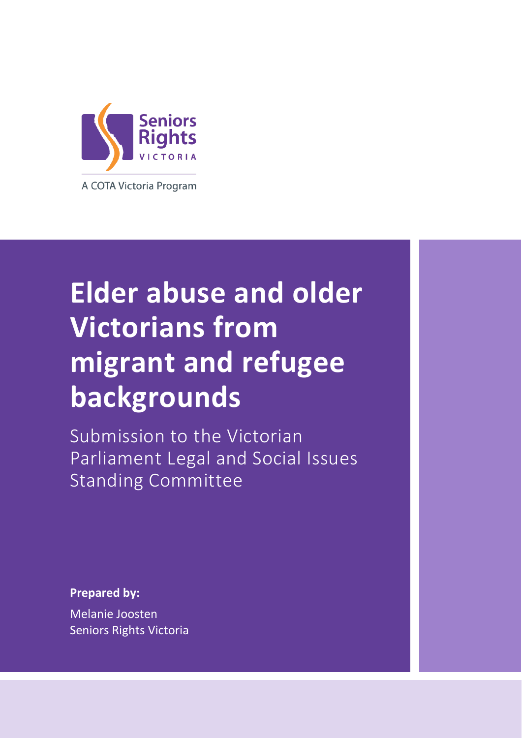Seniors Rights VICTORIA

A COTA Victoria Program

# Elder abuse and older Victorians from migrant and refugee backgrounds

Submission to the Victorian Parliament Legal and Social Issues Standing Committee

**Prepared by:**

Melanie Joosten
Seniors Rights Victoria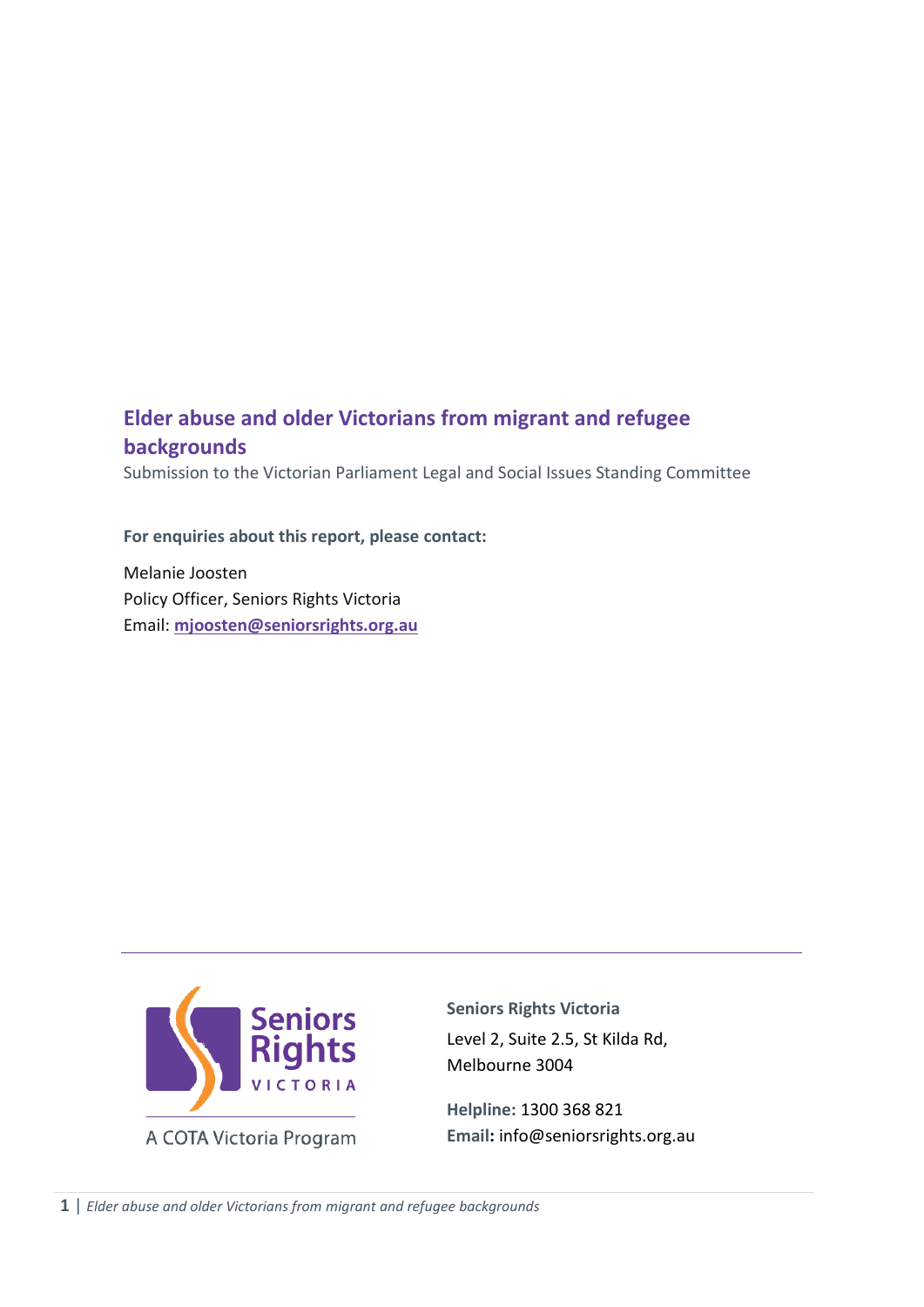# Elder abuse and older Victorians from migrant and refugee backgrounds

Submission to the Victorian Parliament Legal and Social Issues Standing Committee

**For enquiries about this report, please contact:**

Melanie Joosten
Policy Officer, Seniors Rights Victoria
Email: **mjoosten@seniorsrights.org.au**

Seniors Rights VICTORIA

A COTA Victoria Program

**Seniors Rights Victoria**
Level 2, Suite 2.5, St Kilda Rd,
Melbourne 3004

**Helpline:** 1300 368 821
**Email:** info@seniorsrights.org.au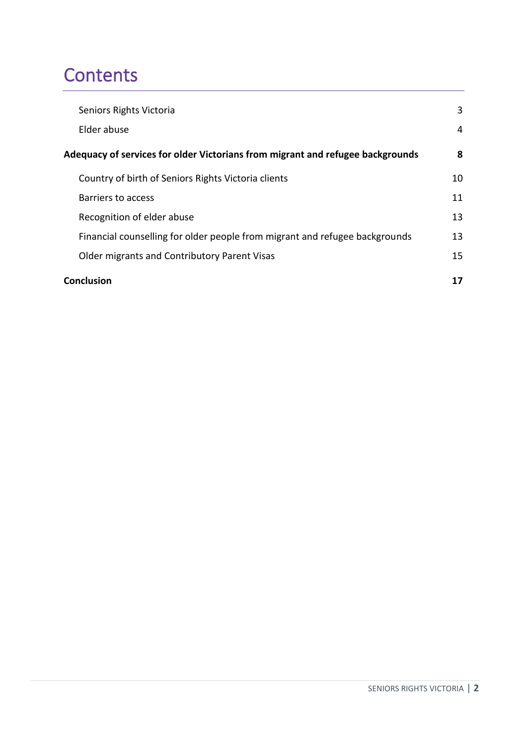# Contents

| | |
|---|---|
| Seniors Rights Victoria | 3 |
| Elder abuse | 4 |
| **Adequacy of services for older Victorians from migrant and refugee backgrounds** | **8** |
| Country of birth of Seniors Rights Victoria clients | 10 |
| Barriers to access | 11 |
| Recognition of elder abuse | 13 |
| Financial counselling for older people from migrant and refugee backgrounds | 13 |
| Older migrants and Contributory Parent Visas | 15 |
| **Conclusion** | **17** |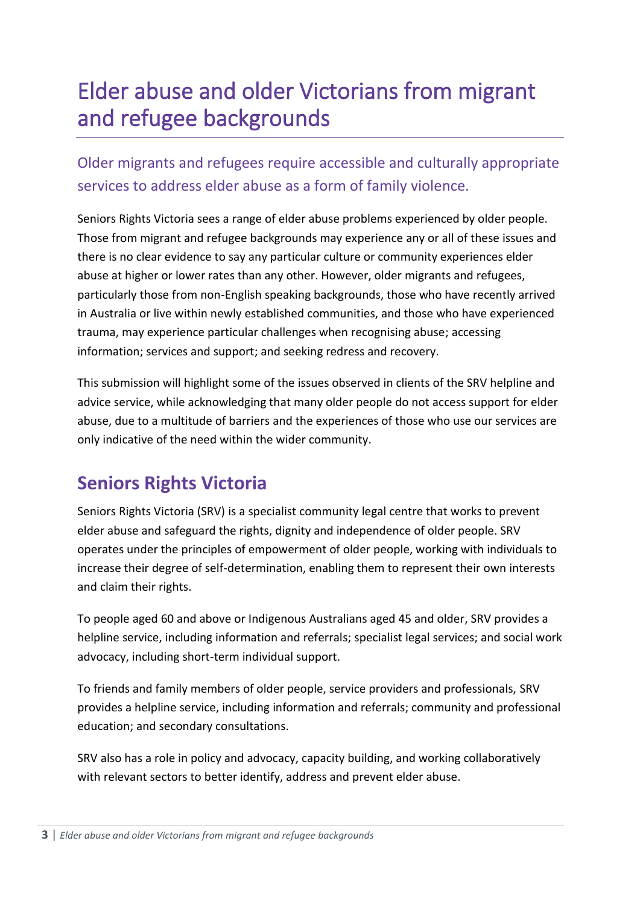# Elder abuse and older Victorians from migrant and refugee backgrounds

## Older migrants and refugees require accessible and culturally appropriate services to address elder abuse as a form of family violence.

Seniors Rights Victoria sees a range of elder abuse problems experienced by older people. Those from migrant and refugee backgrounds may experience any or all of these issues and there is no clear evidence to say any particular culture or community experiences elder abuse at higher or lower rates than any other. However, older migrants and refugees, particularly those from non-English speaking backgrounds, those who have recently arrived in Australia or live within newly established communities, and those who have experienced trauma, may experience particular challenges when recognising abuse; accessing information; services and support; and seeking redress and recovery.

This submission will highlight some of the issues observed in clients of the SRV helpline and advice service, while acknowledging that many older people do not access support for elder abuse, due to a multitude of barriers and the experiences of those who use our services are only indicative of the need within the wider community.

## Seniors Rights Victoria

Seniors Rights Victoria (SRV) is a specialist community legal centre that works to prevent elder abuse and safeguard the rights, dignity and independence of older people. SRV operates under the principles of empowerment of older people, working with individuals to increase their degree of self-determination, enabling them to represent their own interests and claim their rights.

To people aged 60 and above or Indigenous Australians aged 45 and older, SRV provides a helpline service, including information and referrals; specialist legal services; and social work advocacy, including short-term individual support.

To friends and family members of older people, service providers and professionals, SRV provides a helpline service, including information and referrals; community and professional education; and secondary consultations.

SRV also has a role in policy and advocacy, capacity building, and working collaboratively with relevant sectors to better identify, address and prevent elder abuse.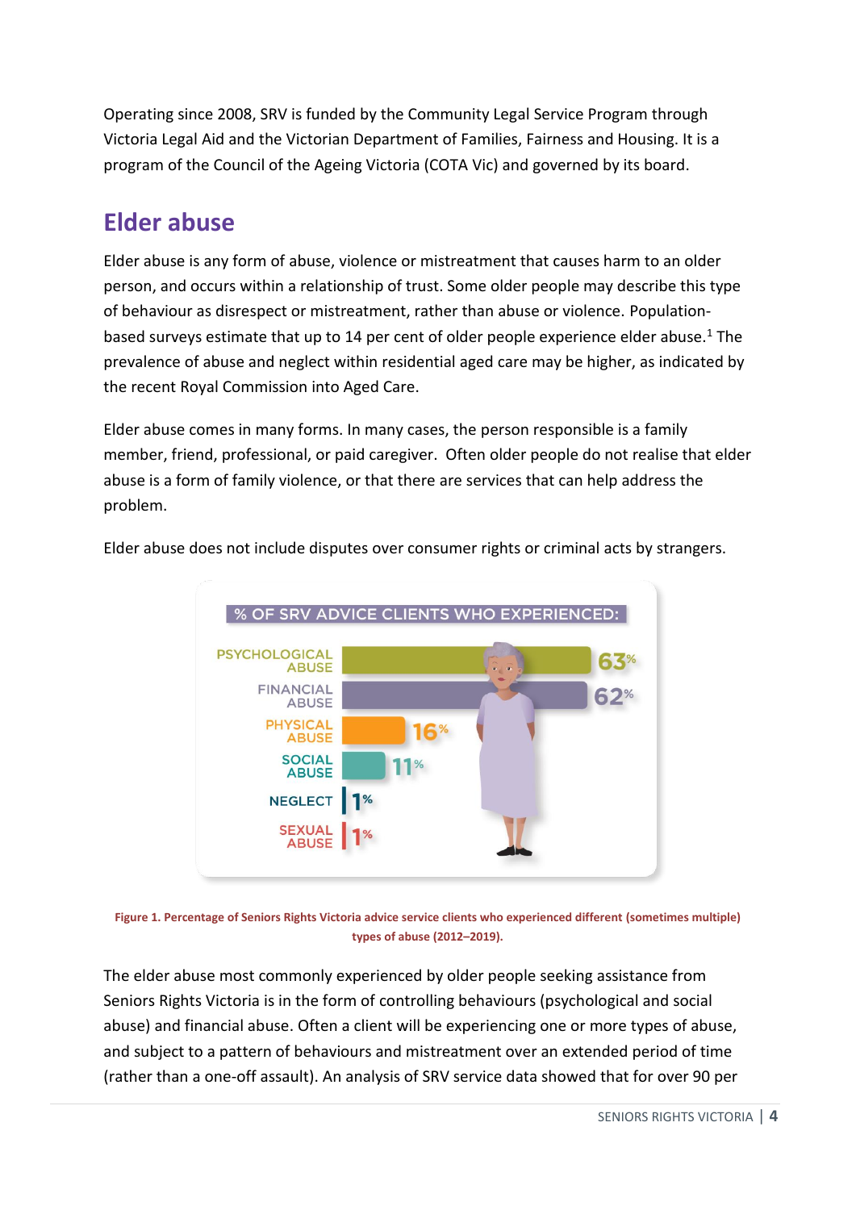Operating since 2008, SRV is funded by the Community Legal Service Program through Victoria Legal Aid and the Victorian Department of Families, Fairness and Housing. It is a program of the Council of the Ageing Victoria (COTA Vic) and governed by its board.

## Elder abuse

Elder abuse is any form of abuse, violence or mistreatment that causes harm to an older person, and occurs within a relationship of trust. Some older people may describe this type of behaviour as disrespect or mistreatment, rather than abuse or violence. Population-based surveys estimate that up to 14 per cent of older people experience elder abuse.[1] The prevalence of abuse and neglect within residential aged care may be higher, as indicated by the recent Royal Commission into Aged Care.

Elder abuse comes in many forms. In many cases, the person responsible is a family member, friend, professional, or paid caregiver. Often older people do not realise that elder abuse is a form of family violence, or that there are services that can help address the problem.

Elder abuse does not include disputes over consumer rights or criminal acts by strangers.

% OF SRV ADVICE CLIENTS WHO EXPERIENCED:

| Type of abuse | % |
| --- | --- |
| Psychological abuse | 63% |
| Financial abuse | 62% |
| Physical abuse | 16% |
| Social abuse | 11% |
| Neglect | 1% |
| Sexual abuse | 1% |

**Figure 1. Percentage of Seniors Rights Victoria advice service clients who experienced different (sometimes multiple) types of abuse (2012–2019).**

The elder abuse most commonly experienced by older people seeking assistance from Seniors Rights Victoria is in the form of controlling behaviours (psychological and social abuse) and financial abuse. Often a client will be experiencing one or more types of abuse, and subject to a pattern of behaviours and mistreatment over an extended period of time (rather than a one-off assault). An analysis of SRV service data showed that for over 90 per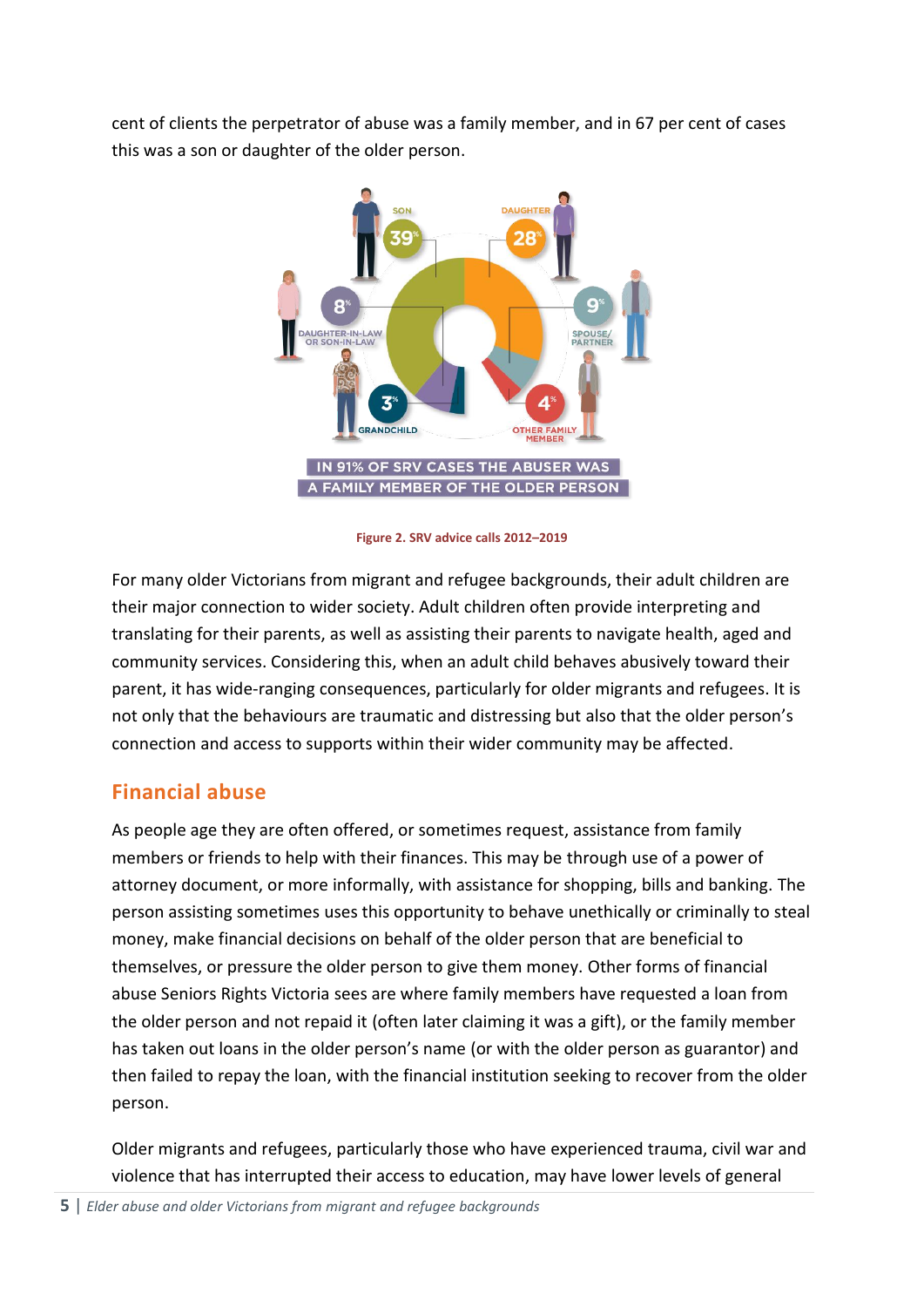cent of clients the perpetrator of abuse was a family member, and in 67 per cent of cases this was a son or daughter of the older person.

SON 39%

DAUGHTER 28%

DAUGHTER-IN-LAW OR SON-IN-LAW 8%

SPOUSE/ PARTNER 9%

GRANDCHILD 3%

OTHER FAMILY MEMBER 4%

IN 91% OF SRV CASES THE ABUSER WAS A FAMILY MEMBER OF THE OLDER PERSON

**Figure 2. SRV advice calls 2012–2019**

For many older Victorians from migrant and refugee backgrounds, their adult children are their major connection to wider society. Adult children often provide interpreting and translating for their parents, as well as assisting their parents to navigate health, aged and community services. Considering this, when an adult child behaves abusively toward their parent, it has wide-ranging consequences, particularly for older migrants and refugees. It is not only that the behaviours are traumatic and distressing but also that the older person's connection and access to supports within their wider community may be affected.

## Financial abuse

As people age they are often offered, or sometimes request, assistance from family members or friends to help with their finances. This may be through use of a power of attorney document, or more informally, with assistance for shopping, bills and banking. The person assisting sometimes uses this opportunity to behave unethically or criminally to steal money, make financial decisions on behalf of the older person that are beneficial to themselves, or pressure the older person to give them money. Other forms of financial abuse Seniors Rights Victoria sees are where family members have requested a loan from the older person and not repaid it (often later claiming it was a gift), or the family member has taken out loans in the older person's name (or with the older person as guarantor) and then failed to repay the loan, with the financial institution seeking to recover from the older person.

Older migrants and refugees, particularly those who have experienced trauma, civil war and violence that has interrupted their access to education, may have lower levels of general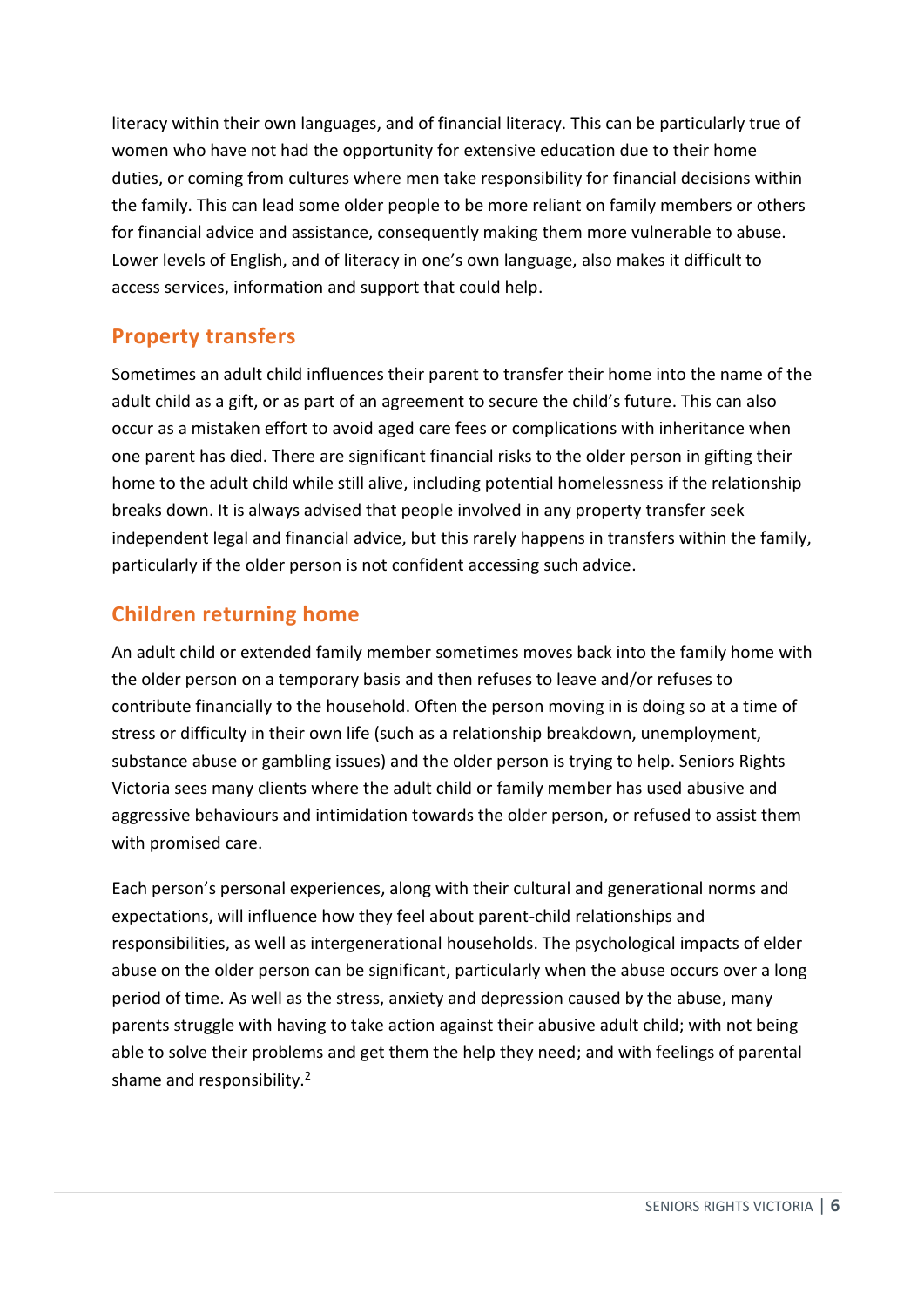literacy within their own languages, and of financial literacy. This can be particularly true of women who have not had the opportunity for extensive education due to their home duties, or coming from cultures where men take responsibility for financial decisions within the family. This can lead some older people to be more reliant on family members or others for financial advice and assistance, consequently making them more vulnerable to abuse. Lower levels of English, and of literacy in one's own language, also makes it difficult to access services, information and support that could help.

## Property transfers

Sometimes an adult child influences their parent to transfer their home into the name of the adult child as a gift, or as part of an agreement to secure the child's future. This can also occur as a mistaken effort to avoid aged care fees or complications with inheritance when one parent has died. There are significant financial risks to the older person in gifting their home to the adult child while still alive, including potential homelessness if the relationship breaks down. It is always advised that people involved in any property transfer seek independent legal and financial advice, but this rarely happens in transfers within the family, particularly if the older person is not confident accessing such advice.

## Children returning home

An adult child or extended family member sometimes moves back into the family home with the older person on a temporary basis and then refuses to leave and/or refuses to contribute financially to the household. Often the person moving in is doing so at a time of stress or difficulty in their own life (such as a relationship breakdown, unemployment, substance abuse or gambling issues) and the older person is trying to help. Seniors Rights Victoria sees many clients where the adult child or family member has used abusive and aggressive behaviours and intimidation towards the older person, or refused to assist them with promised care.

Each person's personal experiences, along with their cultural and generational norms and expectations, will influence how they feel about parent-child relationships and responsibilities, as well as intergenerational households. The psychological impacts of elder abuse on the older person can be significant, particularly when the abuse occurs over a long period of time. As well as the stress, anxiety and depression caused by the abuse, many parents struggle with having to take action against their abusive adult child; with not being able to solve their problems and get them the help they need; and with feelings of parental shame and responsibility.[2]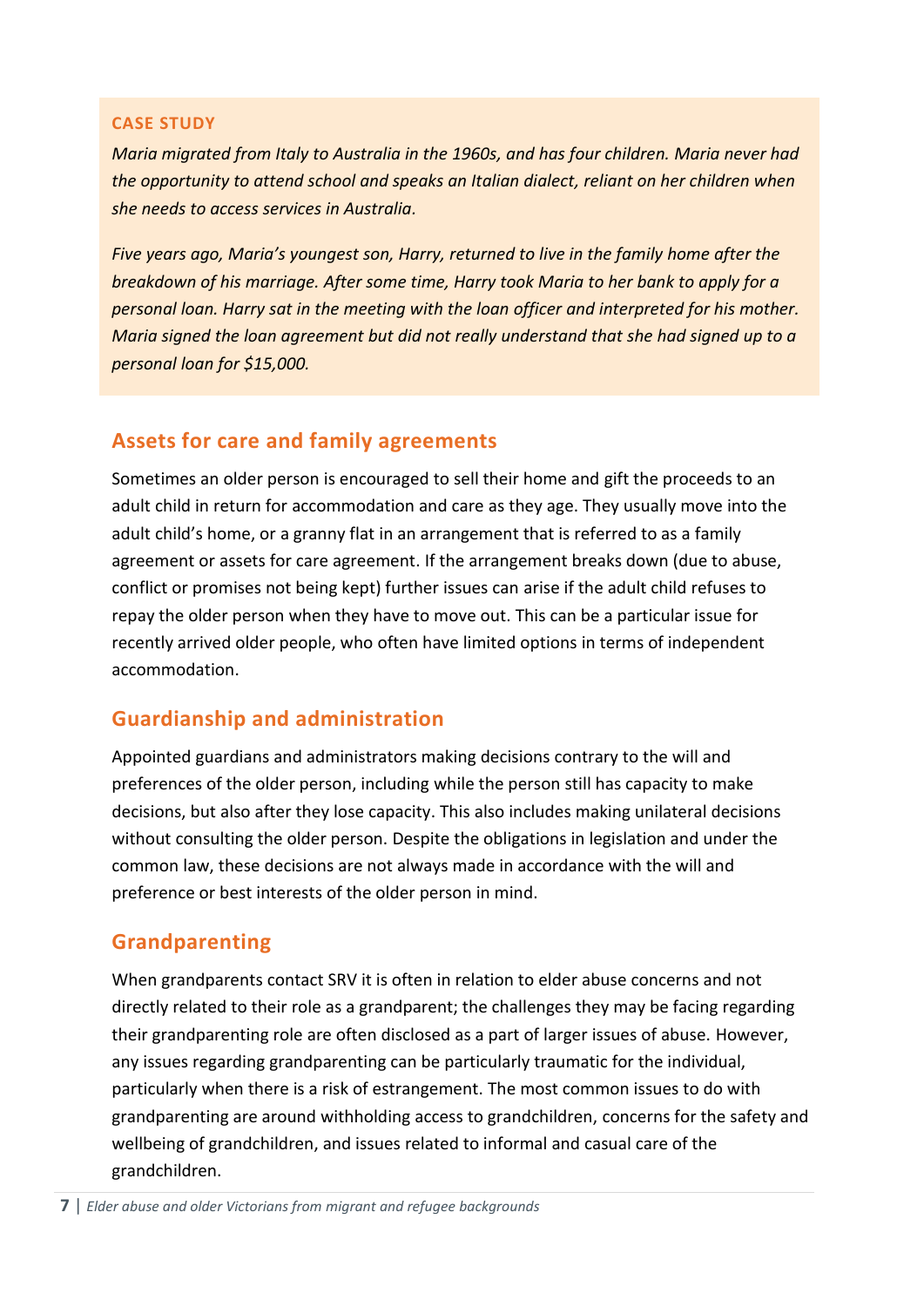**CASE STUDY**

*Maria migrated from Italy to Australia in the 1960s, and has four children. Maria never had the opportunity to attend school and speaks an Italian dialect, reliant on her children when she needs to access services in Australia.*

*Five years ago, Maria's youngest son, Harry, returned to live in the family home after the breakdown of his marriage. After some time, Harry took Maria to her bank to apply for a personal loan. Harry sat in the meeting with the loan officer and interpreted for his mother. Maria signed the loan agreement but did not really understand that she had signed up to a personal loan for $15,000.*

## Assets for care and family agreements

Sometimes an older person is encouraged to sell their home and gift the proceeds to an adult child in return for accommodation and care as they age. They usually move into the adult child's home, or a granny flat in an arrangement that is referred to as a family agreement or assets for care agreement. If the arrangement breaks down (due to abuse, conflict or promises not being kept) further issues can arise if the adult child refuses to repay the older person when they have to move out. This can be a particular issue for recently arrived older people, who often have limited options in terms of independent accommodation.

## Guardianship and administration

Appointed guardians and administrators making decisions contrary to the will and preferences of the older person, including while the person still has capacity to make decisions, but also after they lose capacity. This also includes making unilateral decisions without consulting the older person. Despite the obligations in legislation and under the common law, these decisions are not always made in accordance with the will and preference or best interests of the older person in mind.

## Grandparenting

When grandparents contact SRV it is often in relation to elder abuse concerns and not directly related to their role as a grandparent; the challenges they may be facing regarding their grandparenting role are often disclosed as a part of larger issues of abuse. However, any issues regarding grandparenting can be particularly traumatic for the individual, particularly when there is a risk of estrangement. The most common issues to do with grandparenting are around withholding access to grandchildren, concerns for the safety and wellbeing of grandchildren, and issues related to informal and casual care of the grandchildren.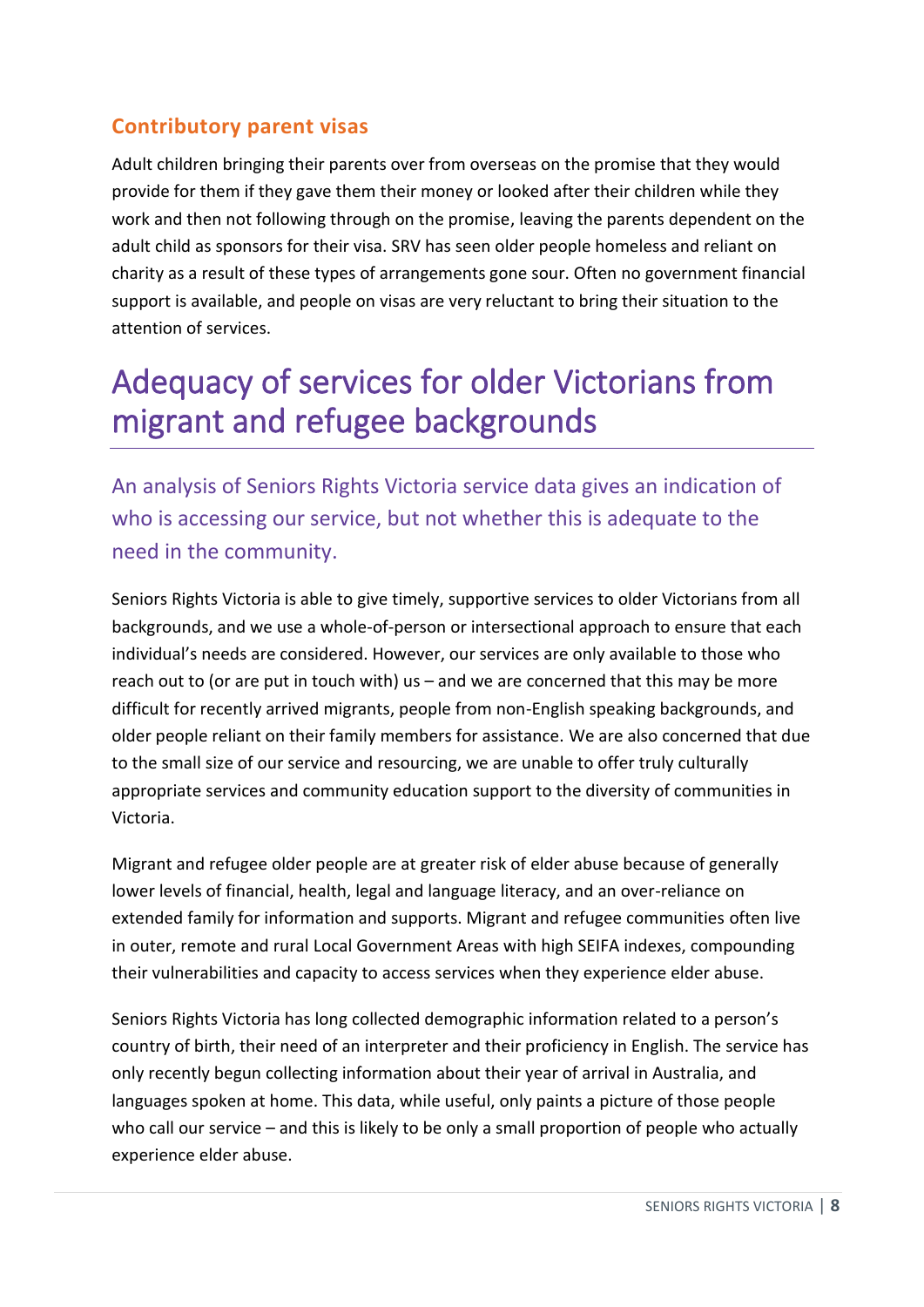### Contributory parent visas

Adult children bringing their parents over from overseas on the promise that they would provide for them if they gave them their money or looked after their children while they work and then not following through on the promise, leaving the parents dependent on the adult child as sponsors for their visa. SRV has seen older people homeless and reliant on charity as a result of these types of arrangements gone sour. Often no government financial support is available, and people on visas are very reluctant to bring their situation to the attention of services.

# Adequacy of services for older Victorians from migrant and refugee backgrounds

An analysis of Seniors Rights Victoria service data gives an indication of who is accessing our service, but not whether this is adequate to the need in the community.

Seniors Rights Victoria is able to give timely, supportive services to older Victorians from all backgrounds, and we use a whole-of-person or intersectional approach to ensure that each individual's needs are considered. However, our services are only available to those who reach out to (or are put in touch with) us – and we are concerned that this may be more difficult for recently arrived migrants, people from non-English speaking backgrounds, and older people reliant on their family members for assistance. We are also concerned that due to the small size of our service and resourcing, we are unable to offer truly culturally appropriate services and community education support to the diversity of communities in Victoria.

Migrant and refugee older people are at greater risk of elder abuse because of generally lower levels of financial, health, legal and language literacy, and an over-reliance on extended family for information and supports. Migrant and refugee communities often live in outer, remote and rural Local Government Areas with high SEIFA indexes, compounding their vulnerabilities and capacity to access services when they experience elder abuse.

Seniors Rights Victoria has long collected demographic information related to a person's country of birth, their need of an interpreter and their proficiency in English. The service has only recently begun collecting information about their year of arrival in Australia, and languages spoken at home. This data, while useful, only paints a picture of those people who call our service – and this is likely to be only a small proportion of people who actually experience elder abuse.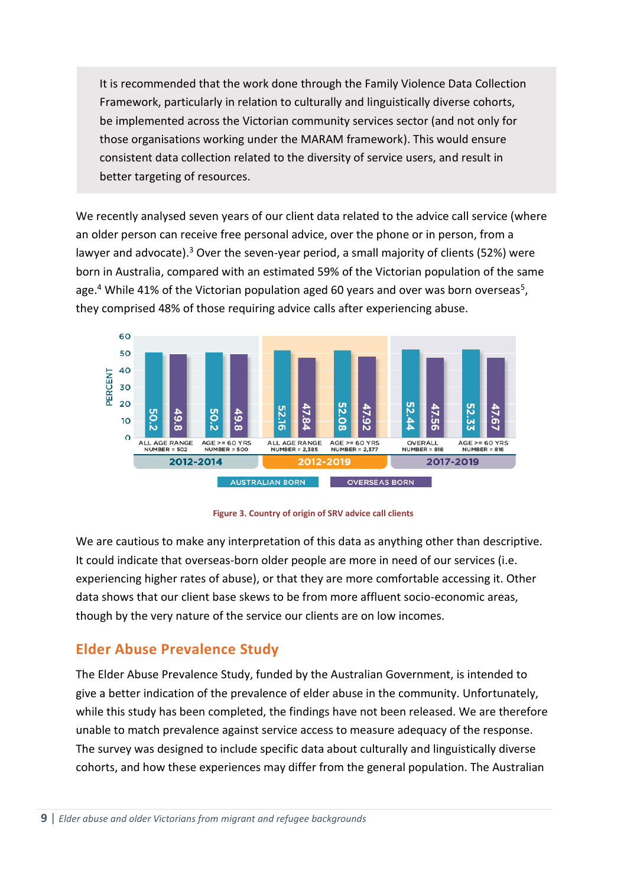It is recommended that the work done through the Family Violence Data Collection Framework, particularly in relation to culturally and linguistically diverse cohorts, be implemented across the Victorian community services sector (and not only for those organisations working under the MARAM framework). This would ensure consistent data collection related to the diversity of service users, and result in better targeting of resources.

We recently analysed seven years of our client data related to the advice call service (where an older person can receive free personal advice, over the phone or in person, from a lawyer and advocate).[3] Over the seven-year period, a small majority of clients (52%) were born in Australia, compared with an estimated 59% of the Victorian population of the same age.[4] While 41% of the Victorian population aged 60 years and over was born overseas[5], they comprised 48% of those requiring advice calls after experiencing abuse.

| Period | Group | Number | Australian born (%) | Overseas born (%) |
| --- | --- | --- | --- | --- |
| 2012-2014 | All age range | 502 | 50.2 | 49.8 |
| 2012-2014 | Age >= 60 yrs | 500 | 50.2 | 49.8 |
| 2012-2019 | All age range | 2,385 | 52.16 | 47.84 |
| 2012-2019 | Age >= 60 yrs | 2,377 | 52.08 | 47.92 |
| 2017-2019 | Overall | 818 | 52.44 | 47.56 |
| 2017-2019 | Age >= 60 yrs | 816 | 52.33 | 47.67 |

Figure 3. Country of origin of SRV advice call clients

We are cautious to make any interpretation of this data as anything other than descriptive. It could indicate that overseas-born older people are more in need of our services (i.e. experiencing higher rates of abuse), or that they are more comfortable accessing it. Other data shows that our client base skews to be from more affluent socio-economic areas, though by the very nature of the service our clients are on low incomes.

## Elder Abuse Prevalence Study

The Elder Abuse Prevalence Study, funded by the Australian Government, is intended to give a better indication of the prevalence of elder abuse in the community. Unfortunately, while this study has been completed, the findings have not been released. We are therefore unable to match prevalence against service access to measure adequacy of the response. The survey was designed to include specific data about culturally and linguistically diverse cohorts, and how these experiences may differ from the general population. The Australian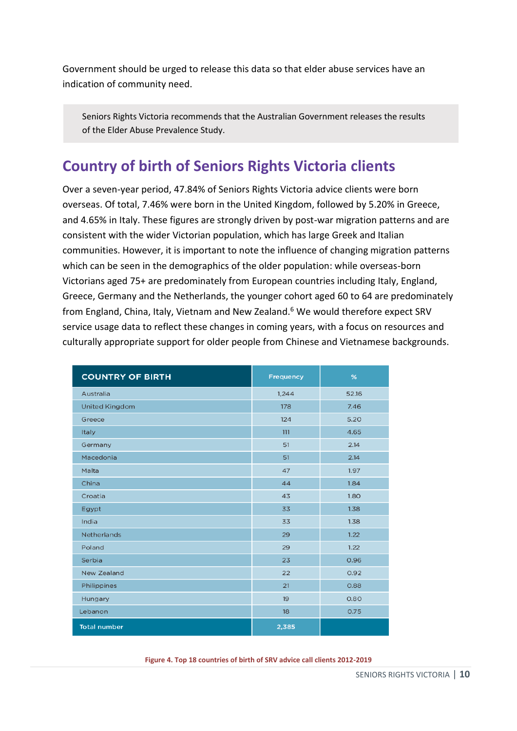Government should be urged to release this data so that elder abuse services have an indication of community need.

> Seniors Rights Victoria recommends that the Australian Government releases the results of the Elder Abuse Prevalence Study.

## Country of birth of Seniors Rights Victoria clients

Over a seven-year period, 47.84% of Seniors Rights Victoria advice clients were born overseas. Of total, 7.46% were born in the United Kingdom, followed by 5.20% in Greece, and 4.65% in Italy. These figures are strongly driven by post-war migration patterns and are consistent with the wider Victorian population, which has large Greek and Italian communities. However, it is important to note the influence of changing migration patterns which can be seen in the demographics of the older population: while overseas-born Victorians aged 75+ are predominately from European countries including Italy, England, Greece, Germany and the Netherlands, the younger cohort aged 60 to 64 are predominately from England, China, Italy, Vietnam and New Zealand.[6] We would therefore expect SRV service usage data to reflect these changes in coming years, with a focus on resources and culturally appropriate support for older people from Chinese and Vietnamese backgrounds.

| COUNTRY OF BIRTH | Frequency | % |
|---|---|---|
| Australia | 1,244 | 52.16 |
| United Kingdom | 178 | 7.46 |
| Greece | 124 | 5.20 |
| Italy | 111 | 4.65 |
| Germany | 51 | 2.14 |
| Macedonia | 51 | 2.14 |
| Malta | 47 | 1.97 |
| China | 44 | 1.84 |
| Croatia | 43 | 1.80 |
| Egypt | 33 | 1.38 |
| India | 33 | 1.38 |
| Netherlands | 29 | 1.22 |
| Poland | 29 | 1.22 |
| Serbia | 23 | 0.96 |
| New Zealand | 22 | 0.92 |
| Philippines | 21 | 0.88 |
| Hungary | 19 | 0.80 |
| Lebanon | 18 | 0.75 |
| Total number | 2,385 | |

**Figure 4. Top 18 countries of birth of SRV advice call clients 2012-2019**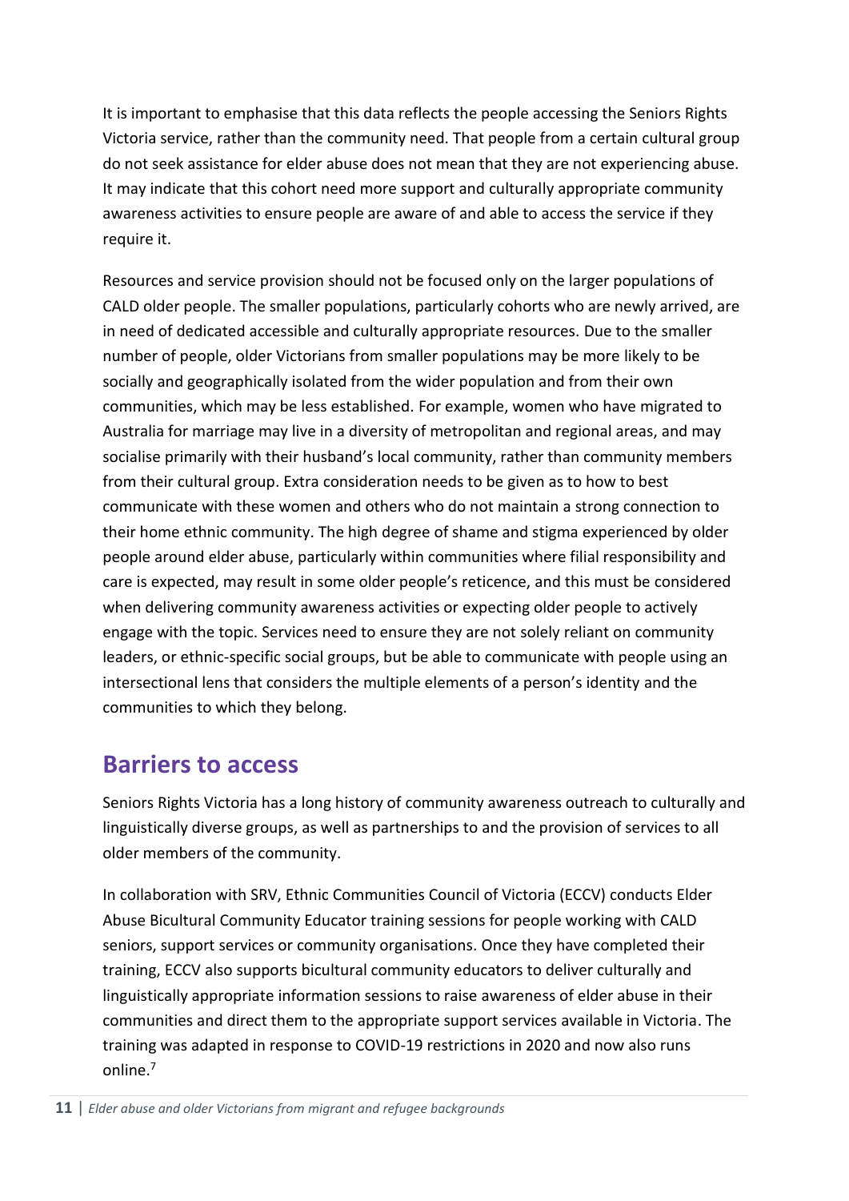It is important to emphasise that this data reflects the people accessing the Seniors Rights Victoria service, rather than the community need. That people from a certain cultural group do not seek assistance for elder abuse does not mean that they are not experiencing abuse. It may indicate that this cohort need more support and culturally appropriate community awareness activities to ensure people are aware of and able to access the service if they require it.

Resources and service provision should not be focused only on the larger populations of CALD older people. The smaller populations, particularly cohorts who are newly arrived, are in need of dedicated accessible and culturally appropriate resources. Due to the smaller number of people, older Victorians from smaller populations may be more likely to be socially and geographically isolated from the wider population and from their own communities, which may be less established. For example, women who have migrated to Australia for marriage may live in a diversity of metropolitan and regional areas, and may socialise primarily with their husband's local community, rather than community members from their cultural group. Extra consideration needs to be given as to how to best communicate with these women and others who do not maintain a strong connection to their home ethnic community. The high degree of shame and stigma experienced by older people around elder abuse, particularly within communities where filial responsibility and care is expected, may result in some older people's reticence, and this must be considered when delivering community awareness activities or expecting older people to actively engage with the topic. Services need to ensure they are not solely reliant on community leaders, or ethnic-specific social groups, but be able to communicate with people using an intersectional lens that considers the multiple elements of a person's identity and the communities to which they belong.

## Barriers to access

Seniors Rights Victoria has a long history of community awareness outreach to culturally and linguistically diverse groups, as well as partnerships to and the provision of services to all older members of the community.

In collaboration with SRV, Ethnic Communities Council of Victoria (ECCV) conducts Elder Abuse Bicultural Community Educator training sessions for people working with CALD seniors, support services or community organisations. Once they have completed their training, ECCV also supports bicultural community educators to deliver culturally and linguistically appropriate information sessions to raise awareness of elder abuse in their communities and direct them to the appropriate support services available in Victoria. The training was adapted in response to COVID-19 restrictions in 2020 and now also runs online.[7]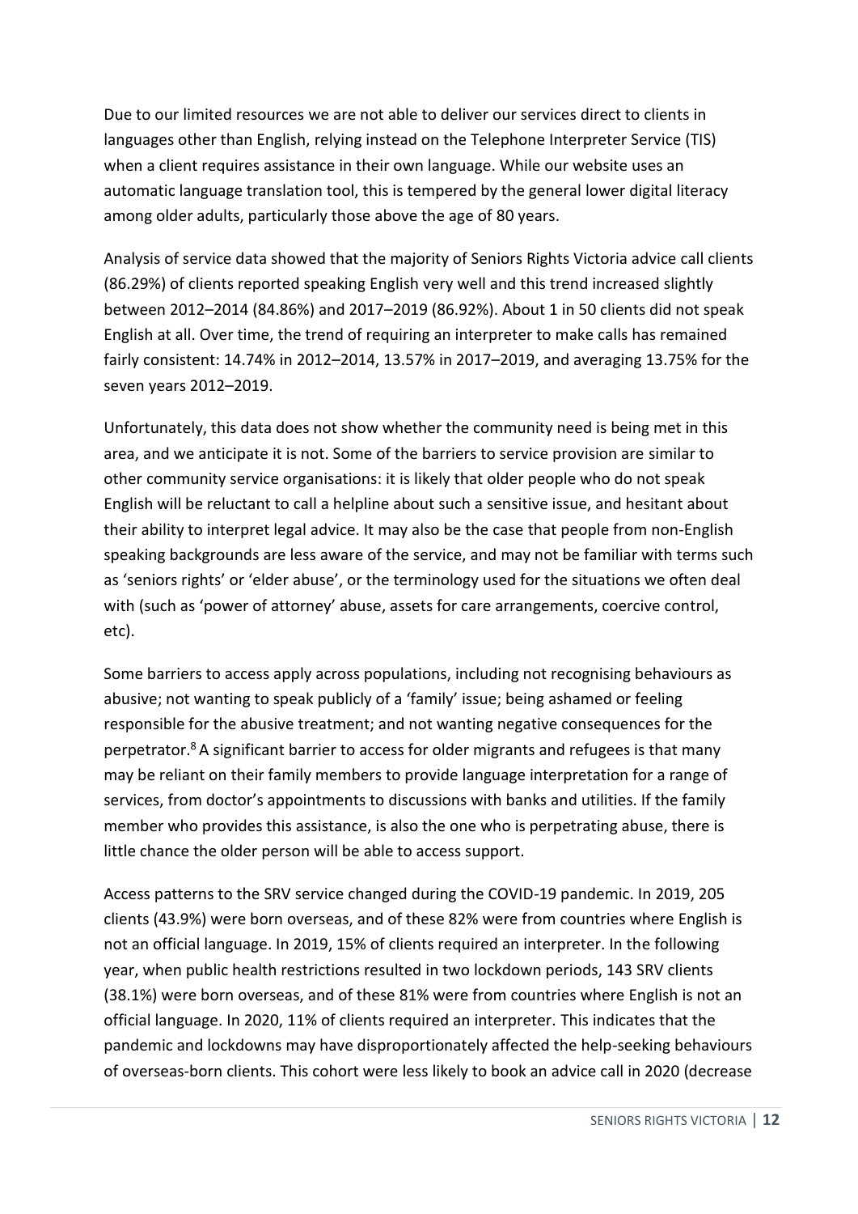Due to our limited resources we are not able to deliver our services direct to clients in languages other than English, relying instead on the Telephone Interpreter Service (TIS) when a client requires assistance in their own language. While our website uses an automatic language translation tool, this is tempered by the general lower digital literacy among older adults, particularly those above the age of 80 years.

Analysis of service data showed that the majority of Seniors Rights Victoria advice call clients (86.29%) of clients reported speaking English very well and this trend increased slightly between 2012–2014 (84.86%) and 2017–2019 (86.92%). About 1 in 50 clients did not speak English at all. Over time, the trend of requiring an interpreter to make calls has remained fairly consistent: 14.74% in 2012–2014, 13.57% in 2017–2019, and averaging 13.75% for the seven years 2012–2019.

Unfortunately, this data does not show whether the community need is being met in this area, and we anticipate it is not. Some of the barriers to service provision are similar to other community service organisations: it is likely that older people who do not speak English will be reluctant to call a helpline about such a sensitive issue, and hesitant about their ability to interpret legal advice. It may also be the case that people from non-English speaking backgrounds are less aware of the service, and may not be familiar with terms such as 'seniors rights' or 'elder abuse', or the terminology used for the situations we often deal with (such as 'power of attorney' abuse, assets for care arrangements, coercive control, etc).

Some barriers to access apply across populations, including not recognising behaviours as abusive; not wanting to speak publicly of a 'family' issue; being ashamed or feeling responsible for the abusive treatment; and not wanting negative consequences for the perpetrator.[8] A significant barrier to access for older migrants and refugees is that many may be reliant on their family members to provide language interpretation for a range of services, from doctor's appointments to discussions with banks and utilities. If the family member who provides this assistance, is also the one who is perpetrating abuse, there is little chance the older person will be able to access support.

Access patterns to the SRV service changed during the COVID-19 pandemic. In 2019, 205 clients (43.9%) were born overseas, and of these 82% were from countries where English is not an official language. In 2019, 15% of clients required an interpreter. In the following year, when public health restrictions resulted in two lockdown periods, 143 SRV clients (38.1%) were born overseas, and of these 81% were from countries where English is not an official language. In 2020, 11% of clients required an interpreter. This indicates that the pandemic and lockdowns may have disproportionately affected the help-seeking behaviours of overseas-born clients. This cohort were less likely to book an advice call in 2020 (decrease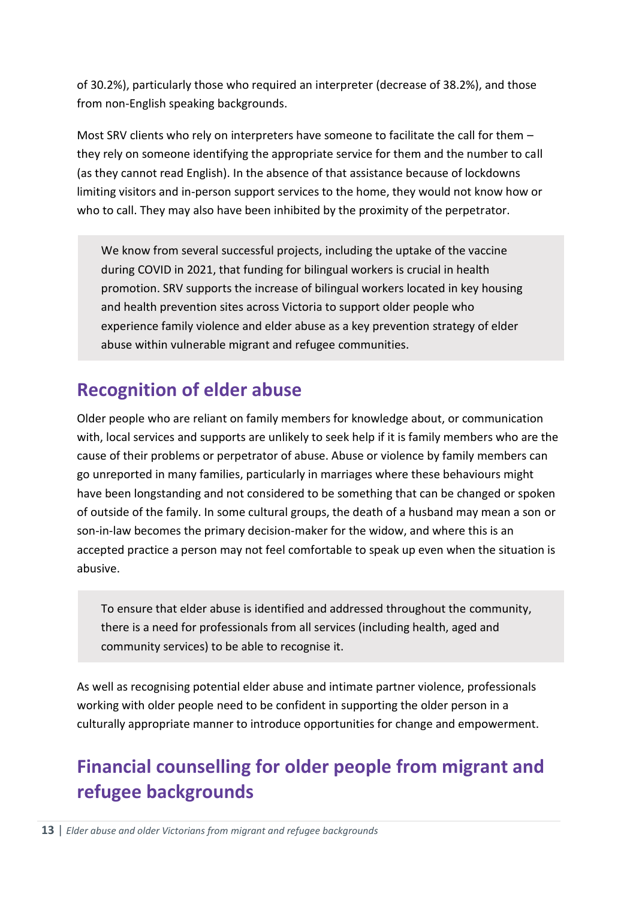of 30.2%), particularly those who required an interpreter (decrease of 38.2%), and those from non-English speaking backgrounds.

Most SRV clients who rely on interpreters have someone to facilitate the call for them – they rely on someone identifying the appropriate service for them and the number to call (as they cannot read English). In the absence of that assistance because of lockdowns limiting visitors and in-person support services to the home, they would not know how or who to call. They may also have been inhibited by the proximity of the perpetrator.

> We know from several successful projects, including the uptake of the vaccine during COVID in 2021, that funding for bilingual workers is crucial in health promotion. SRV supports the increase of bilingual workers located in key housing and health prevention sites across Victoria to support older people who experience family violence and elder abuse as a key prevention strategy of elder abuse within vulnerable migrant and refugee communities.

## Recognition of elder abuse

Older people who are reliant on family members for knowledge about, or communication with, local services and supports are unlikely to seek help if it is family members who are the cause of their problems or perpetrator of abuse. Abuse or violence by family members can go unreported in many families, particularly in marriages where these behaviours might have been longstanding and not considered to be something that can be changed or spoken of outside of the family. In some cultural groups, the death of a husband may mean a son or son-in-law becomes the primary decision-maker for the widow, and where this is an accepted practice a person may not feel comfortable to speak up even when the situation is abusive.

> To ensure that elder abuse is identified and addressed throughout the community, there is a need for professionals from all services (including health, aged and community services) to be able to recognise it.

As well as recognising potential elder abuse and intimate partner violence, professionals working with older people need to be confident in supporting the older person in a culturally appropriate manner to introduce opportunities for change and empowerment.

## Financial counselling for older people from migrant and refugee backgrounds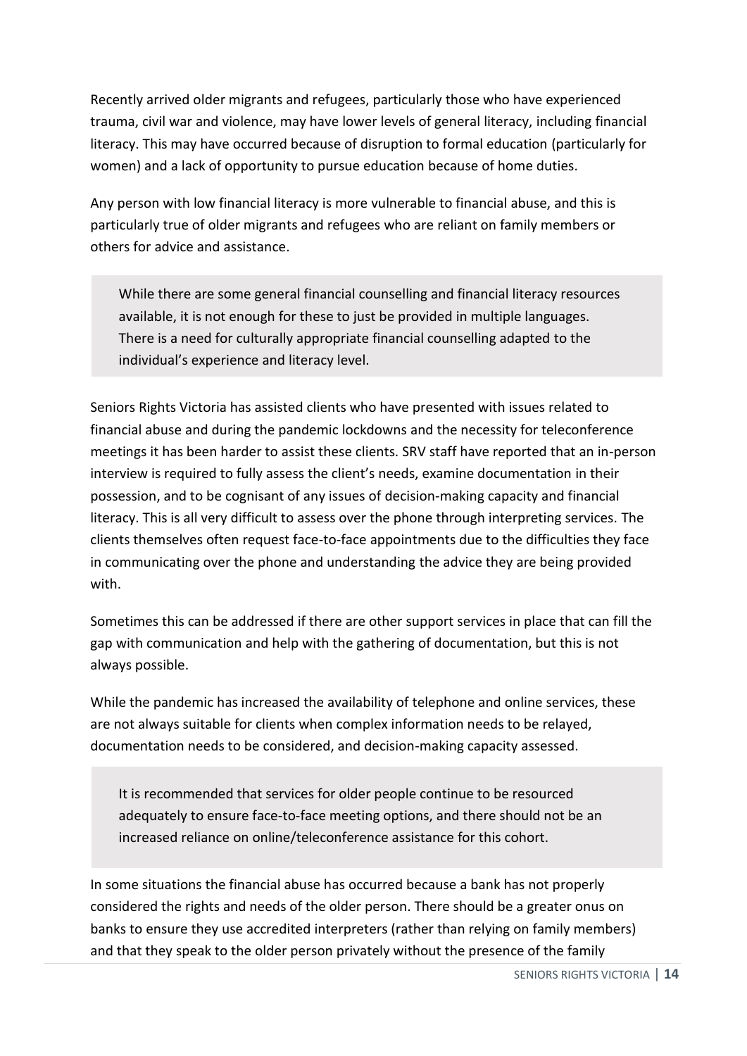Recently arrived older migrants and refugees, particularly those who have experienced trauma, civil war and violence, may have lower levels of general literacy, including financial literacy. This may have occurred because of disruption to formal education (particularly for women) and a lack of opportunity to pursue education because of home duties.

Any person with low financial literacy is more vulnerable to financial abuse, and this is particularly true of older migrants and refugees who are reliant on family members or others for advice and assistance.

> While there are some general financial counselling and financial literacy resources available, it is not enough for these to just be provided in multiple languages. There is a need for culturally appropriate financial counselling adapted to the individual's experience and literacy level.

Seniors Rights Victoria has assisted clients who have presented with issues related to financial abuse and during the pandemic lockdowns and the necessity for teleconference meetings it has been harder to assist these clients. SRV staff have reported that an in-person interview is required to fully assess the client's needs, examine documentation in their possession, and to be cognisant of any issues of decision-making capacity and financial literacy. This is all very difficult to assess over the phone through interpreting services. The clients themselves often request face-to-face appointments due to the difficulties they face in communicating over the phone and understanding the advice they are being provided with.

Sometimes this can be addressed if there are other support services in place that can fill the gap with communication and help with the gathering of documentation, but this is not always possible.

While the pandemic has increased the availability of telephone and online services, these are not always suitable for clients when complex information needs to be relayed, documentation needs to be considered, and decision-making capacity assessed.

> It is recommended that services for older people continue to be resourced adequately to ensure face-to-face meeting options, and there should not be an increased reliance on online/teleconference assistance for this cohort.

In some situations the financial abuse has occurred because a bank has not properly considered the rights and needs of the older person. There should be a greater onus on banks to ensure they use accredited interpreters (rather than relying on family members) and that they speak to the older person privately without the presence of the family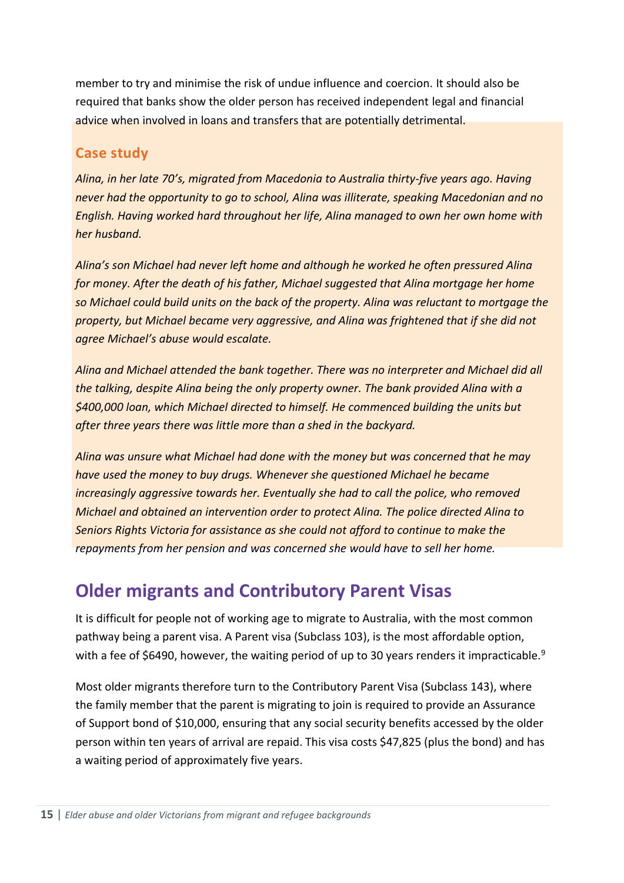member to try and minimise the risk of undue influence and coercion. It should also be required that banks show the older person has received independent legal and financial advice when involved in loans and transfers that are potentially detrimental.

### Case study

*Alina, in her late 70's, migrated from Macedonia to Australia thirty-five years ago. Having never had the opportunity to go to school, Alina was illiterate, speaking Macedonian and no English. Having worked hard throughout her life, Alina managed to own her own home with her husband.*

*Alina's son Michael had never left home and although he worked he often pressured Alina for money. After the death of his father, Michael suggested that Alina mortgage her home so Michael could build units on the back of the property. Alina was reluctant to mortgage the property, but Michael became very aggressive, and Alina was frightened that if she did not agree Michael's abuse would escalate.*

*Alina and Michael attended the bank together. There was no interpreter and Michael did all the talking, despite Alina being the only property owner. The bank provided Alina with a $400,000 loan, which Michael directed to himself. He commenced building the units but after three years there was little more than a shed in the backyard.*

*Alina was unsure what Michael had done with the money but was concerned that he may have used the money to buy drugs. Whenever she questioned Michael he became increasingly aggressive towards her. Eventually she had to call the police, who removed Michael and obtained an intervention order to protect Alina. The police directed Alina to Seniors Rights Victoria for assistance as she could not afford to continue to make the repayments from her pension and was concerned she would have to sell her home.*

## Older migrants and Contributory Parent Visas

It is difficult for people not of working age to migrate to Australia, with the most common pathway being a parent visa. A Parent visa (Subclass 103), is the most affordable option, with a fee of $6490, however, the waiting period of up to 30 years renders it impracticable.[9]

Most older migrants therefore turn to the Contributory Parent Visa (Subclass 143), where the family member that the parent is migrating to join is required to provide an Assurance of Support bond of $10,000, ensuring that any social security benefits accessed by the older person within ten years of arrival are repaid. This visa costs $47,825 (plus the bond) and has a waiting period of approximately five years.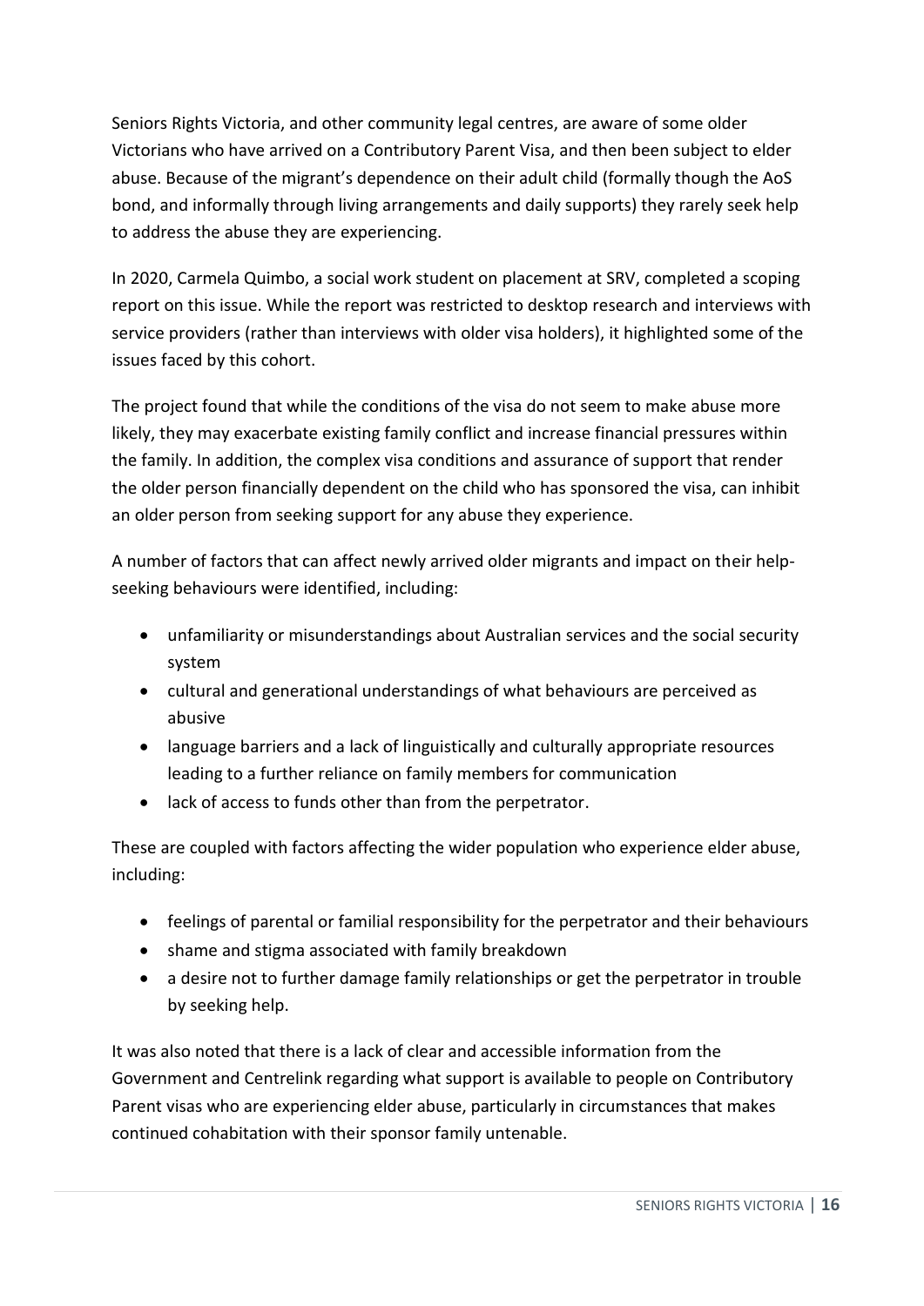Seniors Rights Victoria, and other community legal centres, are aware of some older Victorians who have arrived on a Contributory Parent Visa, and then been subject to elder abuse. Because of the migrant's dependence on their adult child (formally though the AoS bond, and informally through living arrangements and daily supports) they rarely seek help to address the abuse they are experiencing.

In 2020, Carmela Quimbo, a social work student on placement at SRV, completed a scoping report on this issue. While the report was restricted to desktop research and interviews with service providers (rather than interviews with older visa holders), it highlighted some of the issues faced by this cohort.

The project found that while the conditions of the visa do not seem to make abuse more likely, they may exacerbate existing family conflict and increase financial pressures within the family. In addition, the complex visa conditions and assurance of support that render the older person financially dependent on the child who has sponsored the visa, can inhibit an older person from seeking support for any abuse they experience.

A number of factors that can affect newly arrived older migrants and impact on their help-seeking behaviours were identified, including:

- unfamiliarity or misunderstandings about Australian services and the social security system
- cultural and generational understandings of what behaviours are perceived as abusive
- language barriers and a lack of linguistically and culturally appropriate resources leading to a further reliance on family members for communication
- lack of access to funds other than from the perpetrator.

These are coupled with factors affecting the wider population who experience elder abuse, including:

- feelings of parental or familial responsibility for the perpetrator and their behaviours
- shame and stigma associated with family breakdown
- a desire not to further damage family relationships or get the perpetrator in trouble by seeking help.

It was also noted that there is a lack of clear and accessible information from the Government and Centrelink regarding what support is available to people on Contributory Parent visas who are experiencing elder abuse, particularly in circumstances that makes continued cohabitation with their sponsor family untenable.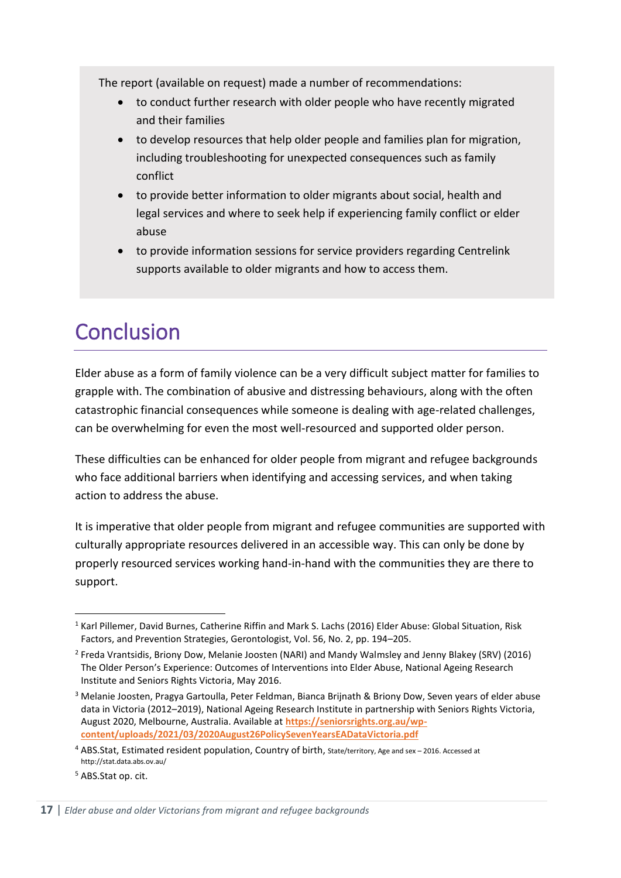The report (available on request) made a number of recommendations:

- to conduct further research with older people who have recently migrated and their families
- to develop resources that help older people and families plan for migration, including troubleshooting for unexpected consequences such as family conflict
- to provide better information to older migrants about social, health and legal services and where to seek help if experiencing family conflict or elder abuse
- to provide information sessions for service providers regarding Centrelink supports available to older migrants and how to access them.

# Conclusion

Elder abuse as a form of family violence can be a very difficult subject matter for families to grapple with. The combination of abusive and distressing behaviours, along with the often catastrophic financial consequences while someone is dealing with age-related challenges, can be overwhelming for even the most well-resourced and supported older person.

These difficulties can be enhanced for older people from migrant and refugee backgrounds who face additional barriers when identifying and accessing services, and when taking action to address the abuse.

It is imperative that older people from migrant and refugee communities are supported with culturally appropriate resources delivered in an accessible way. This can only be done by properly resourced services working hand-in-hand with the communities they are there to support.

---

[1] Karl Pillemer, David Burnes, Catherine Riffin and Mark S. Lachs (2016) Elder Abuse: Global Situation, Risk Factors, and Prevention Strategies, Gerontologist, Vol. 56, No. 2, pp. 194–205.

[2] Freda Vrantsidis, Briony Dow, Melanie Joosten (NARI) and Mandy Walmsley and Jenny Blakey (SRV) (2016) The Older Person's Experience: Outcomes of Interventions into Elder Abuse, National Ageing Research Institute and Seniors Rights Victoria, May 2016.

[3] Melanie Joosten, Pragya Gartoulla, Peter Feldman, Bianca Brijnath & Briony Dow, Seven years of elder abuse data in Victoria (2012–2019), National Ageing Research Institute in partnership with Seniors Rights Victoria, August 2020, Melbourne, Australia. Available at **https://seniorsrights.org.au/wp-content/uploads/2021/03/2020August26PolicySevenYearsEADataVictoria.pdf**

[4] ABS.Stat, Estimated resident population, Country of birth, State/territory, Age and sex – 2016. Accessed at http://stat.data.abs.ov.au/

[5] ABS.Stat op. cit.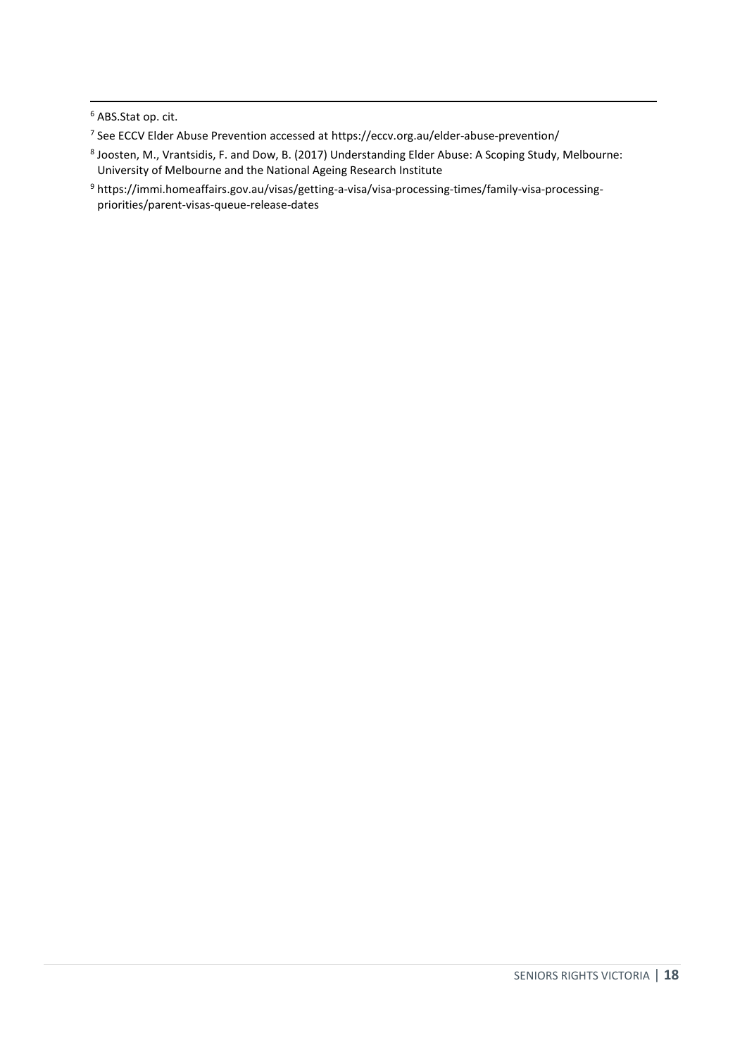[6] ABS.Stat op. cit.

[7] See ECCV Elder Abuse Prevention accessed at https://eccv.org.au/elder-abuse-prevention/

[8] Joosten, M., Vrantsidis, F. and Dow, B. (2017) Understanding Elder Abuse: A Scoping Study, Melbourne: University of Melbourne and the National Ageing Research Institute

[9] https://immi.homeaffairs.gov.au/visas/getting-a-visa/visa-processing-times/family-visa-processing-priorities/parent-visas-queue-release-dates